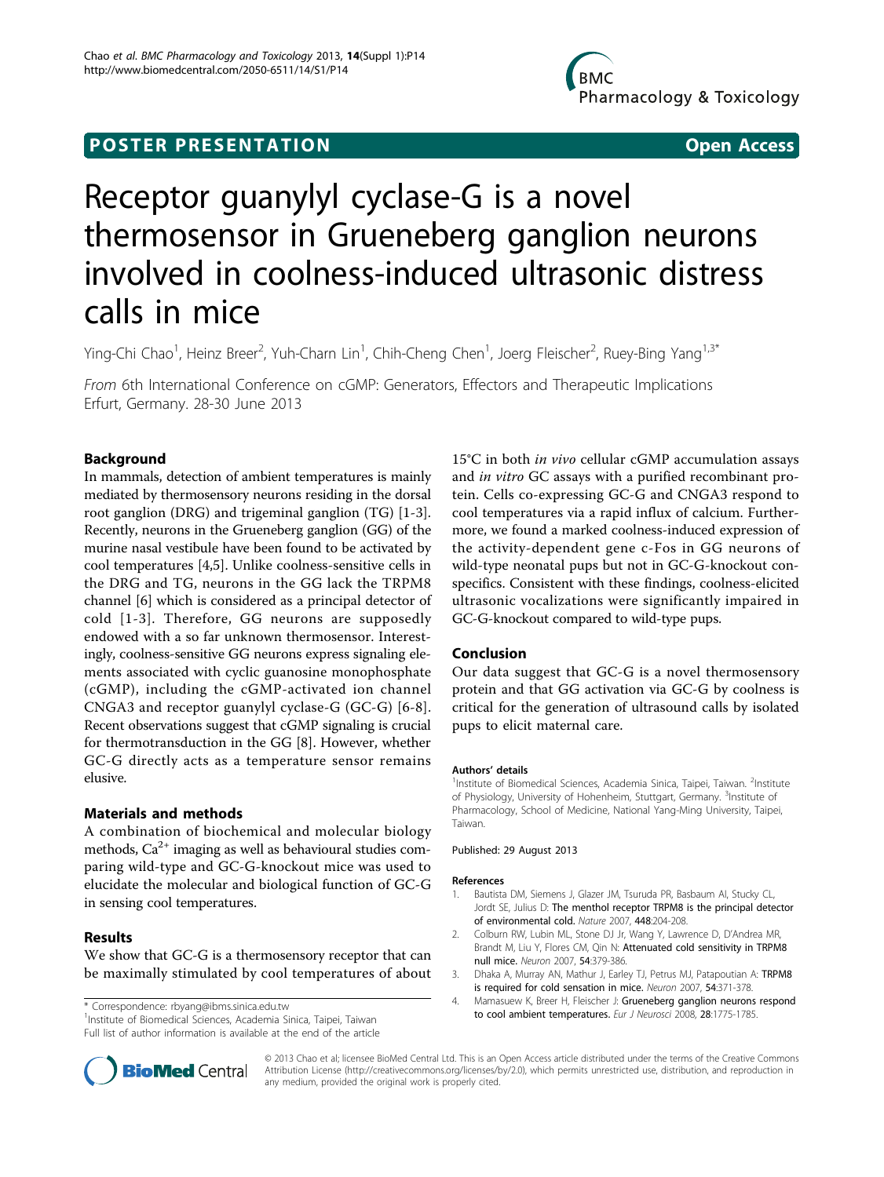POSTER PRESENTATION Open Access

# Receptor guanylyl cyclase-G is a novel thermosensor in Grueneberg ganglion neurons involved in coolness-induced ultrasonic distress calls in mice

Ying-Chi Chao[1], Heinz Breer[2], Yuh-Charn Lin[1], Chih-Cheng Chen[1], Joerg Fleischer[2], Ruey-Bing Yang[1,3*]

*From* 6th International Conference on cGMP: Generators, Effectors and Therapeutic Implications
Erfurt, Germany. 28-30 June 2013

## Background

In mammals, detection of ambient temperatures is mainly mediated by thermosensory neurons residing in the dorsal root ganglion (DRG) and trigeminal ganglion (TG) [1-3]. Recently, neurons in the Grueneberg ganglion (GG) of the murine nasal vestibule have been found to be activated by cool temperatures [4,5]. Unlike coolness-sensitive cells in the DRG and TG, neurons in the GG lack the TRPM8 channel [6] which is considered as a principal detector of cold [1-3]. Therefore, GG neurons are supposedly endowed with a so far unknown thermosensor. Interestingly, coolness-sensitive GG neurons express signaling elements associated with cyclic guanosine monophosphate (cGMP), including the cGMP-activated ion channel CNGA3 and receptor guanylyl cyclase-G (GC-G) [6-8]. Recent observations suggest that cGMP signaling is crucial for thermotransduction in the GG [8]. However, whether GC-G directly acts as a temperature sensor remains elusive.

## Materials and methods

A combination of biochemical and molecular biology methods, $Ca^{2+}$ imaging as well as behavioural studies comparing wild-type and GC-G-knockout mice was used to elucidate the molecular and biological function of GC-G in sensing cool temperatures.

## Results

We show that GC-G is a thermosensory receptor that can be maximally stimulated by cool temperatures of about 15°C in both *in vivo* cellular cGMP accumulation assays and *in vitro* GC assays with a purified recombinant protein. Cells co-expressing GC-G and CNGA3 respond to cool temperatures via a rapid influx of calcium. Furthermore, we found a marked coolness-induced expression of the activity-dependent gene c-Fos in GG neurons of wild-type neonatal pups but not in GC-G-knockout conspecifics. Consistent with these findings, coolness-elicited ultrasonic vocalizations were significantly impaired in GC-G-knockout compared to wild-type pups.

## Conclusion

Our data suggest that GC-G is a novel thermosensory protein and that GG activation via GC-G by coolness is critical for the generation of ultrasound calls by isolated pups to elicit maternal care.

### Authors' details

[1]Institute of Biomedical Sciences, Academia Sinica, Taipei, Taiwan. [2]Institute of Physiology, University of Hohenheim, Stuttgart, Germany. [3]Institute of Pharmacology, School of Medicine, National Yang-Ming University, Taipei, Taiwan.

Published: 29 August 2013

### References

1. Bautista DM, Siemens J, Glazer JM, Tsuruda PR, Basbaum AI, Stucky CL, Jordt SE, Julius D: The menthol receptor TRPM8 is the principal detector of environmental cold. *Nature* 2007, **448**:204-208.
2. Colburn RW, Lubin ML, Stone DJ Jr, Wang Y, Lawrence D, D'Andrea MR, Brandt M, Liu Y, Flores CM, Qin N: Attenuated cold sensitivity in TRPM8 null mice. *Neuron* 2007, **54**:379-386.
3. Dhaka A, Murray AN, Mathur J, Earley TJ, Petrus MJ, Patapoutian A: TRPM8 is required for cold sensation in mice. *Neuron* 2007, **54**:371-378.
4. Mamasuew K, Breer H, Fleischer J: Grueneberg ganglion neurons respond to cool ambient temperatures. *Eur J Neurosci* 2008, **28**:1775-1785.

* Correspondence: rbyang@ibms.sinica.edu.tw
[1]Institute of Biomedical Sciences, Academia Sinica, Taipei, Taiwan
Full list of author information is available at the end of the article

© 2013 Chao et al; licensee BioMed Central Ltd. This is an Open Access article distributed under the terms of the Creative Commons Attribution License (http://creativecommons.org/licenses/by/2.0), which permits unrestricted use, distribution, and reproduction in any medium, provided the original work is properly cited.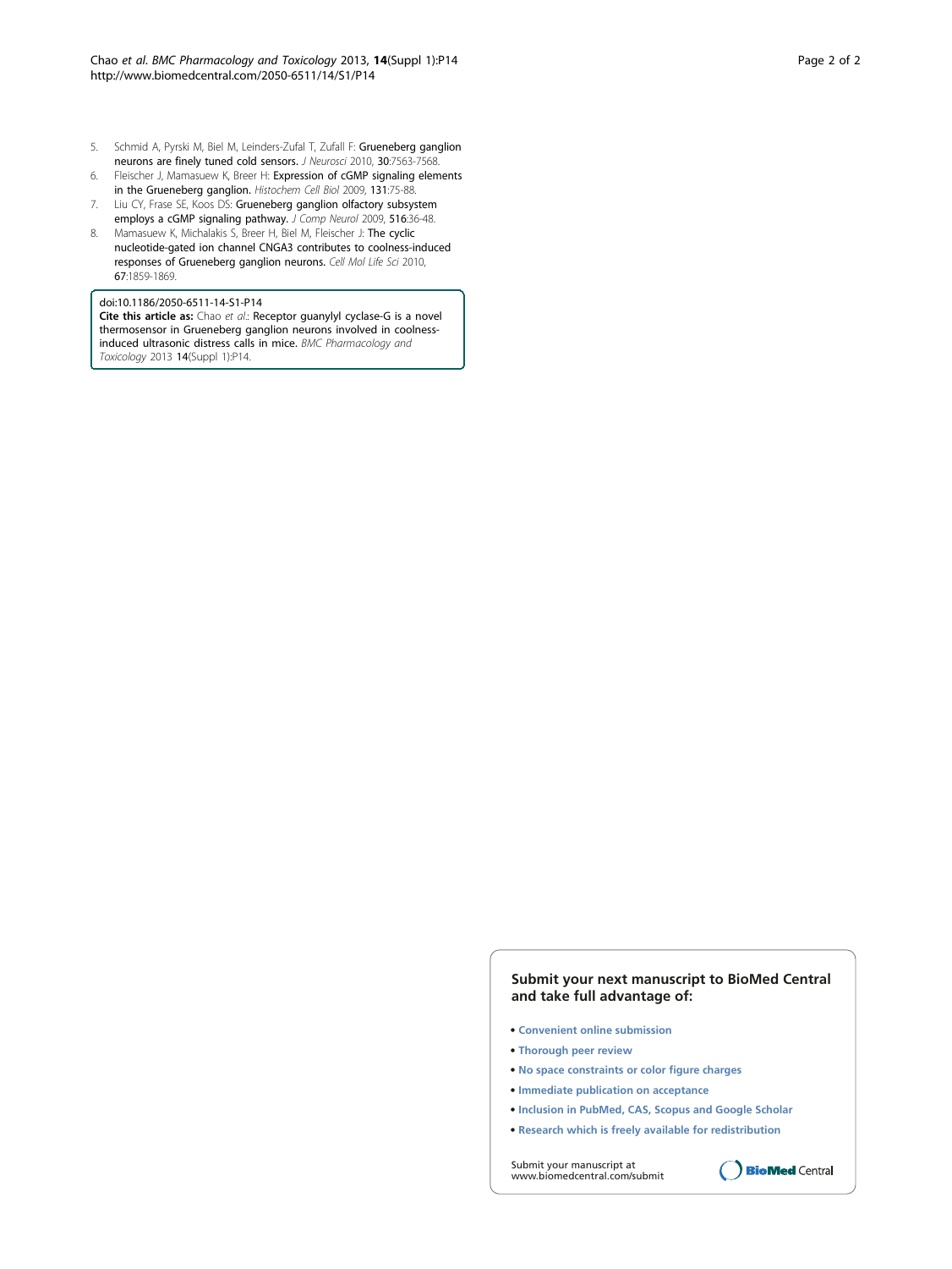5. Schmid A, Pyrski M, Biel M, Leinders-Zufal T, Zufall F: **Grueneberg ganglion neurons are finely tuned cold sensors.** *J Neurosci* 2010, **30**:7563-7568.
6. Fleischer J, Mamasuew K, Breer H: **Expression of cGMP signaling elements in the Grueneberg ganglion.** *Histochem Cell Biol* 2009, **131**:75-88.
7. Liu CY, Frase SE, Koos DS: **Grueneberg ganglion olfactory subsystem employs a cGMP signaling pathway.** *J Comp Neurol* 2009, **516**:36-48.
8. Mamasuew K, Michalakis S, Breer H, Biel M, Fleischer J: **The cyclic nucleotide-gated ion channel CNGA3 contributes to coolness-induced responses of Grueneberg ganglion neurons.** *Cell Mol Life Sci* 2010, **67**:1859-1869.

doi:10.1186/2050-6511-14-S1-P14

**Cite this article as:** Chao *et al.*: Receptor guanylyl cyclase-G is a novel thermosensor in Grueneberg ganglion neurons involved in coolness-induced ultrasonic distress calls in mice. *BMC Pharmacology and Toxicology* 2013 **14**(Suppl 1):P14.

**Submit your next manuscript to BioMed Central and take full advantage of:**

- **Convenient online submission**
- **Thorough peer review**
- **No space constraints or color figure charges**
- **Immediate publication on acceptance**
- **Inclusion in PubMed, CAS, Scopus and Google Scholar**
- **Research which is freely available for redistribution**

Submit your manuscript at
www.biomedcentral.com/submit

BioMed Central